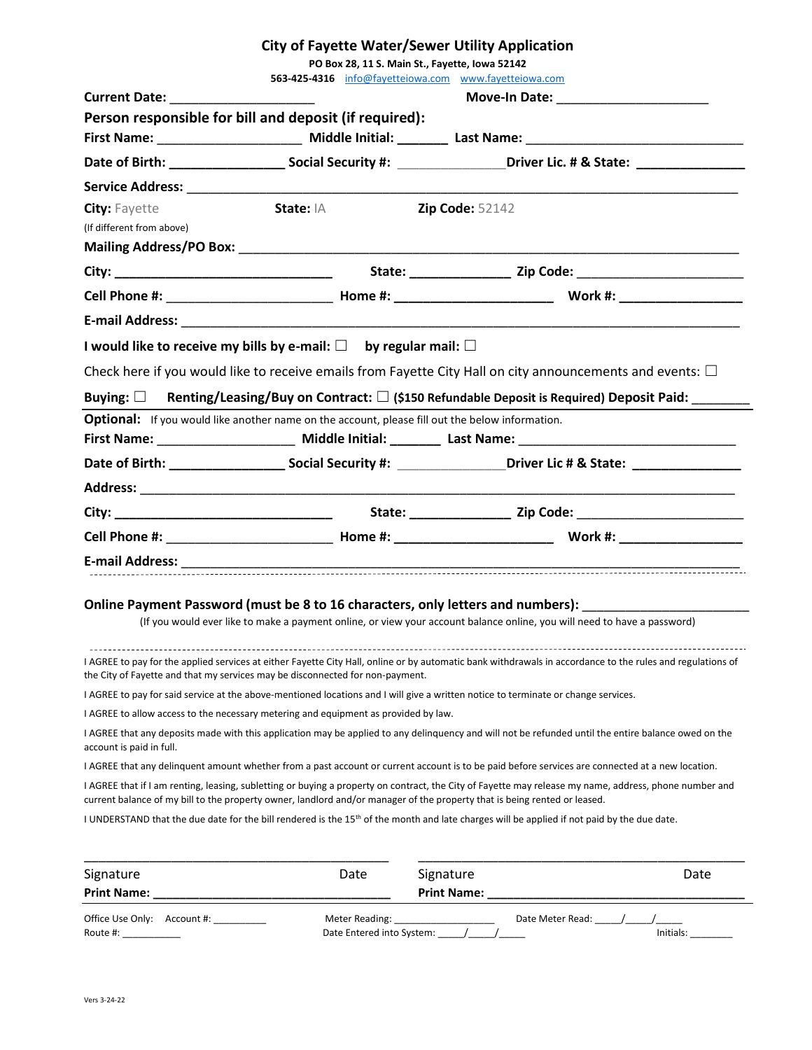# City of Fayette Water/Sewer Utility Application

**PO Box 28, 11 S. Main St., Fayette, Iowa 52142**
**563-425-4316** info@fayetteiowa.com www.fayetteiowa.com

**Current Date:** ____________________ **Move-In Date:** ____________________

**Person responsible for bill and deposit (if required):**

**First Name:** ____________________ **Middle Initial:** _______ **Last Name:** ______________________________

**Date of Birth:** ________________ **Social Security #:** _______________ **Driver Lic. # & State:** _______________

**Service Address:** ______________________________________________________________________________

**City:** Fayette **State:** IA **Zip Code:** 52142

(If different from above)

**Mailing Address/PO Box:** ______________________________________________________________________

**City:** ______________________________ **State:** ______________ **Zip Code:** _______________________

**Cell Phone #:** _______________________ **Home #:** _____________________ **Work #:** _________________

**E-mail Address:** _____________________________________________________________________________

**I would like to receive my bills by e-mail:** ☐ **by regular mail:** ☐

Check here if you would like to receive emails from Fayette City Hall on city announcements and events: ☐

**Buying:** ☐ **Renting/Leasing/Buy on Contract:** ☐ **($150 Refundable Deposit is Required) Deposit Paid:** ________

**Optional:** If you would like another name on the account, please fill out the below information.

**First Name:** ___________________ **Middle Initial:** _______ **Last Name:** ______________________________

**Date of Birth:** ________________ **Social Security #:** _______________ **Driver Lic # & State:** _______________

**Address:** ______________________________________________________________________________________

**City:** ______________________________ **State:** ______________ **Zip Code:** _______________________

**Cell Phone #:** _______________________ **Home #:** _____________________ **Work #:** _________________

**E-mail Address:** _____________________________________________________________________________

---

**Online Payment Password (must be 8 to 16 characters, only letters and numbers):** ______________________

(If you would ever like to make a payment online, or view your account balance online, you will need to have a password)

---

I AGREE to pay for the applied services at either Fayette City Hall, online or by automatic bank withdrawals in accordance to the rules and regulations of the City of Fayette and that my services may be disconnected for non-payment.

I AGREE to pay for said service at the above-mentioned locations and I will give a written notice to terminate or change services.

I AGREE to allow access to the necessary metering and equipment as provided by law.

I AGREE that any deposits made with this application may be applied to any delinquency and will not be refunded until the entire balance owed on the account is paid in full.

I AGREE that any delinquent amount whether from a past account or current account is to be paid before services are connected at a new location.

I AGREE that if I am renting, leasing, subletting or buying a property on contract, the City of Fayette may release my name, address, phone number and current balance of my bill to the property owner, landlord and/or manager of the property that is being rented or leased.

I UNDERSTAND that the due date for the bill rendered is the 15th of the month and late charges will be applied if not paid by the due date.

_____________________________________ ______________________________________________

Signature Date Signature Date

**Print Name:** _______________________________ **Print Name:** _____________________________________

---

Office Use Only: Account #: __________ Meter Reading: ___________________ Date Meter Read: _____/_____/_____

Route #: ___________ Date Entered into System: _____/_____/_____ Initials: ________

Vers 3-24-22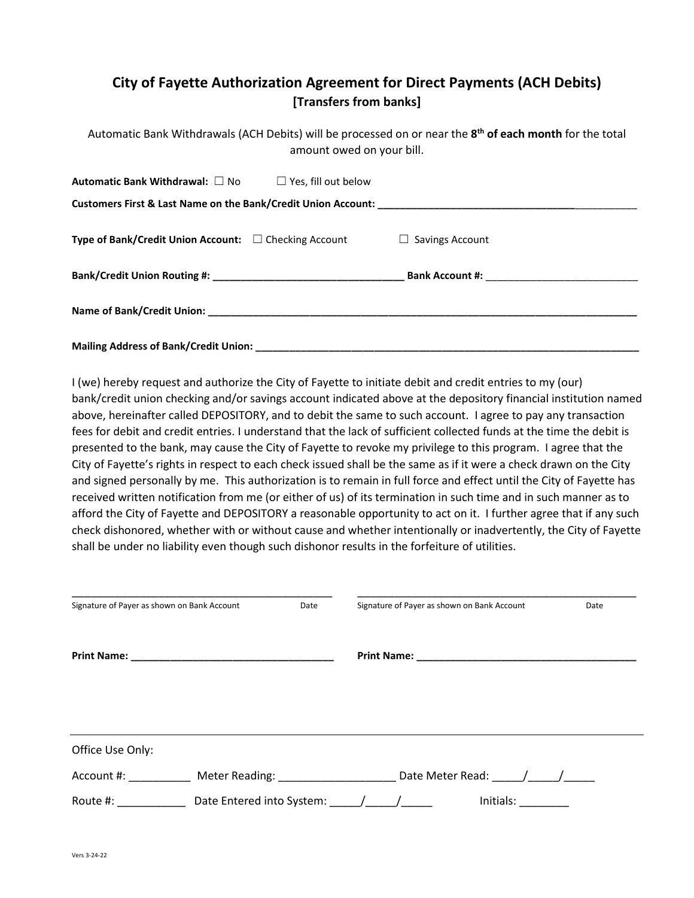## City of Fayette Authorization Agreement for Direct Payments (ACH Debits)
**[Transfers from banks]**

Automatic Bank Withdrawals (ACH Debits) will be processed on or near the **8th of each month** for the total amount owed on your bill.

**Automatic Bank Withdrawal:** ☐ No ☐ Yes, fill out below

**Customers First & Last Name on the Bank/Credit Union Account:** ______________________________________________

**Type of Bank/Credit Union Account:** ☐ Checking Account ☐ Savings Account

**Bank/Credit Union Routing #:** _________________________________ **Bank Account #:** ___________________________

**Name of Bank/Credit Union:** ____________________________________________________________________________

**Mailing Address of Bank/Credit Union:** ___________________________________________________________________

I (we) hereby request and authorize the City of Fayette to initiate debit and credit entries to my (our) bank/credit union checking and/or savings account indicated above at the depository financial institution named above, hereinafter called DEPOSITORY, and to debit the same to such account. I agree to pay any transaction fees for debit and credit entries. I understand that the lack of sufficient collected funds at the time the debit is presented to the bank, may cause the City of Fayette to revoke my privilege to this program. I agree that the City of Fayette's rights in respect to each check issued shall be the same as if it were a check drawn on the City and signed personally by me. This authorization is to remain in full force and effect until the City of Fayette has received written notification from me (or either of us) of its termination in such time and in such manner as to afford the City of Fayette and DEPOSITORY a reasonable opportunity to act on it. I further agree that if any such check dishonored, whether with or without cause and whether intentionally or inadvertently, the City of Fayette shall be under no liability even though such dishonor results in the forfeiture of utilities.

______________________________________________ ______________________________________________
Signature of Payer as shown on Bank Account Date Signature of Payer as shown on Bank Account Date

**Print Name:** ___________________________________ **Print Name:** ______________________________________

---

Office Use Only:

Account #: __________ Meter Reading: __________________ Date Meter Read: _____/_____/_____

Route #: ___________ Date Entered into System: _____/_____/_____ Initials: ________

Vers 3-24-22